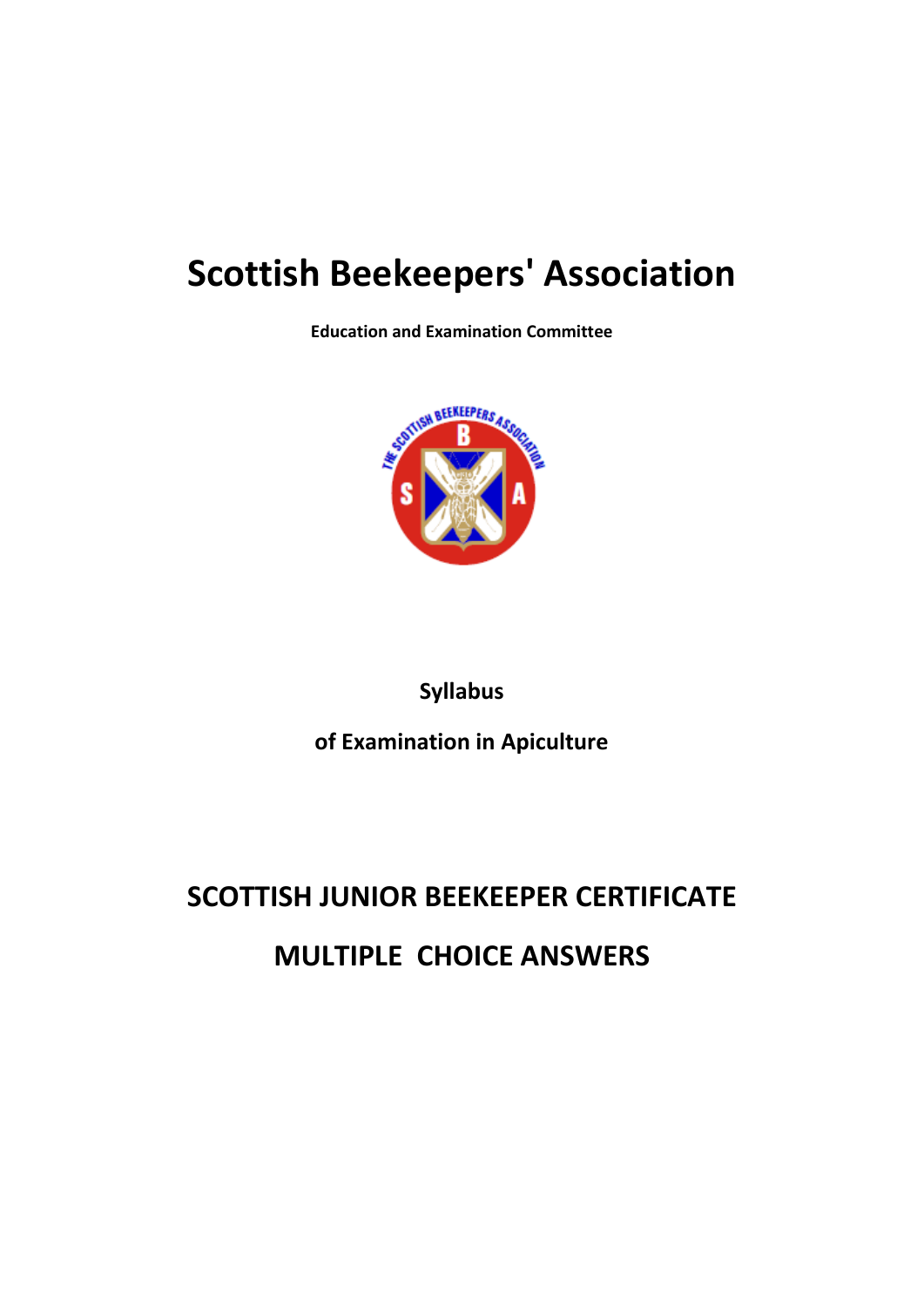# Scottish Beekeepers' Association

**Education and Examination Committee**

**Syllabus**

**of Examination in Apiculture**

## SCOTTISH JUNIOR BEEKEEPER CERTIFICATE

## MULTIPLE CHOICE ANSWERS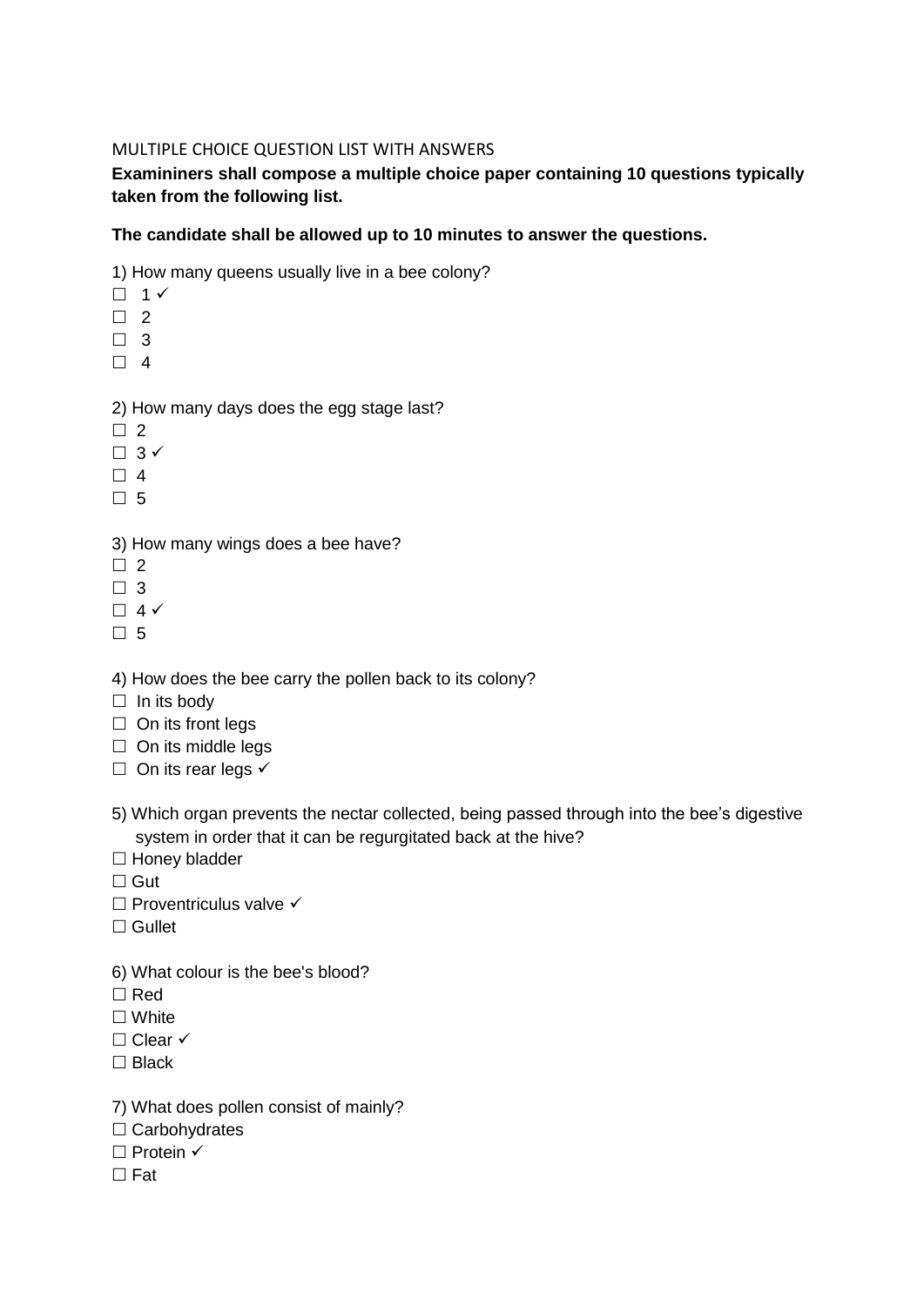MULTIPLE CHOICE QUESTION LIST WITH ANSWERS

**Examininers shall compose a multiple choice paper containing 10 questions typically taken from the following list.**

**The candidate shall be allowed up to 10 minutes to answer the questions.**

1) How many queens usually live in a bee colony?

☐ 1 ✓
☐ 2
☐ 3
☐ 4

2) How many days does the egg stage last?

☐ 2
☐ 3 ✓
☐ 4
☐ 5

3) How many wings does a bee have?

☐ 2
☐ 3
☐ 4 ✓
☐ 5

4) How does the bee carry the pollen back to its colony?

☐ In its body
☐ On its front legs
☐ On its middle legs
☐ On its rear legs ✓

5) Which organ prevents the nectar collected, being passed through into the bee's digestive system in order that it can be regurgitated back at the hive?

☐ Honey bladder
☐ Gut
☐ Proventriculus valve ✓
☐ Gullet

6) What colour is the bee's blood?

☐ Red
☐ White
☐ Clear ✓
☐ Black

7) What does pollen consist of mainly?

☐ Carbohydrates
☐ Protein ✓
☐ Fat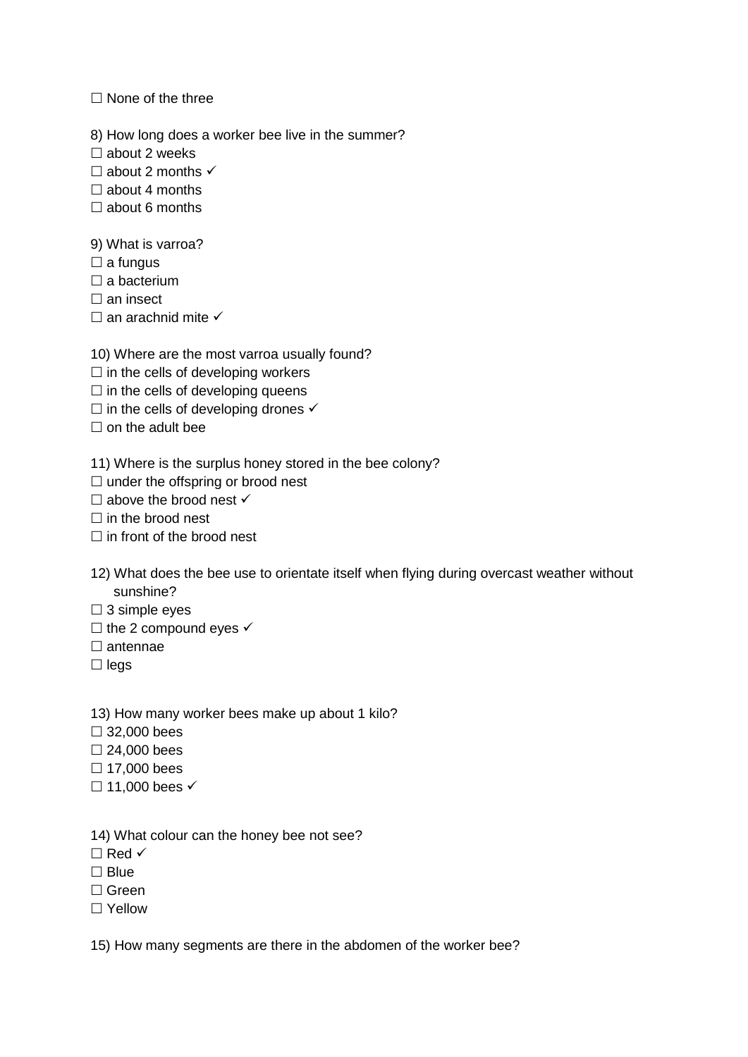☐ None of the three

8) How long does a worker bee live in the summer?
☐ about 2 weeks
☐ about 2 months ✓
☐ about 4 months
☐ about 6 months

9) What is varroa?
☐ a fungus
☐ a bacterium
☐ an insect
☐ an arachnid mite ✓

10) Where are the most varroa usually found?
☐ in the cells of developing workers
☐ in the cells of developing queens
☐ in the cells of developing drones ✓
☐ on the adult bee

11) Where is the surplus honey stored in the bee colony?
☐ under the offspring or brood nest
☐ above the brood nest ✓
☐ in the brood nest
☐ in front of the brood nest

12) What does the bee use to orientate itself when flying during overcast weather without sunshine?
☐ 3 simple eyes
☐ the 2 compound eyes ✓
☐ antennae
☐ legs

13) How many worker bees make up about 1 kilo?
☐ 32,000 bees
☐ 24,000 bees
☐ 17,000 bees
☐ 11,000 bees ✓

14) What colour can the honey bee not see?
☐ Red ✓
☐ Blue
☐ Green
☐ Yellow

15) How many segments are there in the abdomen of the worker bee?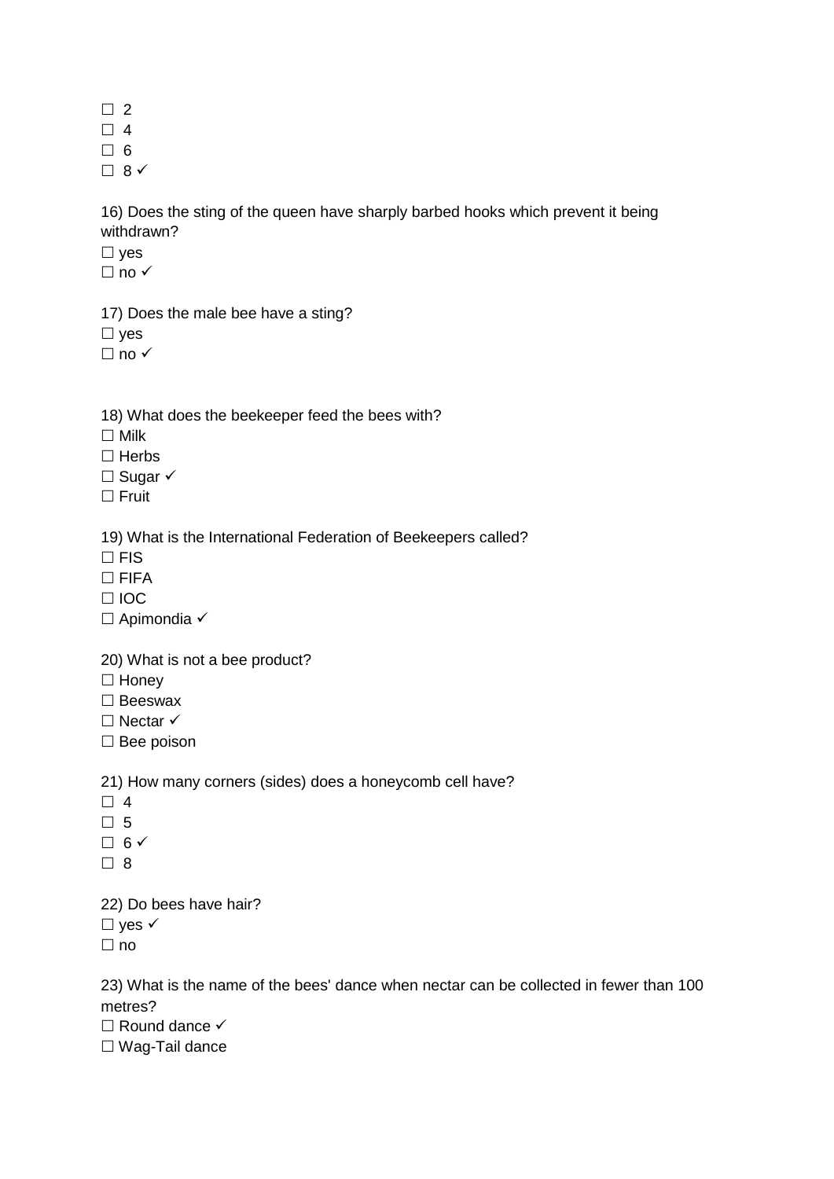☐ 2
☐ 4
☐ 6
☐ 8 ✓

16) Does the sting of the queen have sharply barbed hooks which prevent it being withdrawn?
☐ yes
☐ no ✓

17) Does the male bee have a sting?
☐ yes
☐ no ✓

18) What does the beekeeper feed the bees with?
☐ Milk
☐ Herbs
☐ Sugar ✓
☐ Fruit

19) What is the International Federation of Beekeepers called?
☐ FIS
☐ FIFA
☐ IOC
☐ Apimondia ✓

20) What is not a bee product?
☐ Honey
☐ Beeswax
☐ Nectar ✓
☐ Bee poison

21) How many corners (sides) does a honeycomb cell have?
☐ 4
☐ 5
☐ 6 ✓
☐ 8

22) Do bees have hair?
☐ yes ✓
☐ no

23) What is the name of the bees' dance when nectar can be collected in fewer than 100 metres?
☐ Round dance ✓
☐ Wag-Tail dance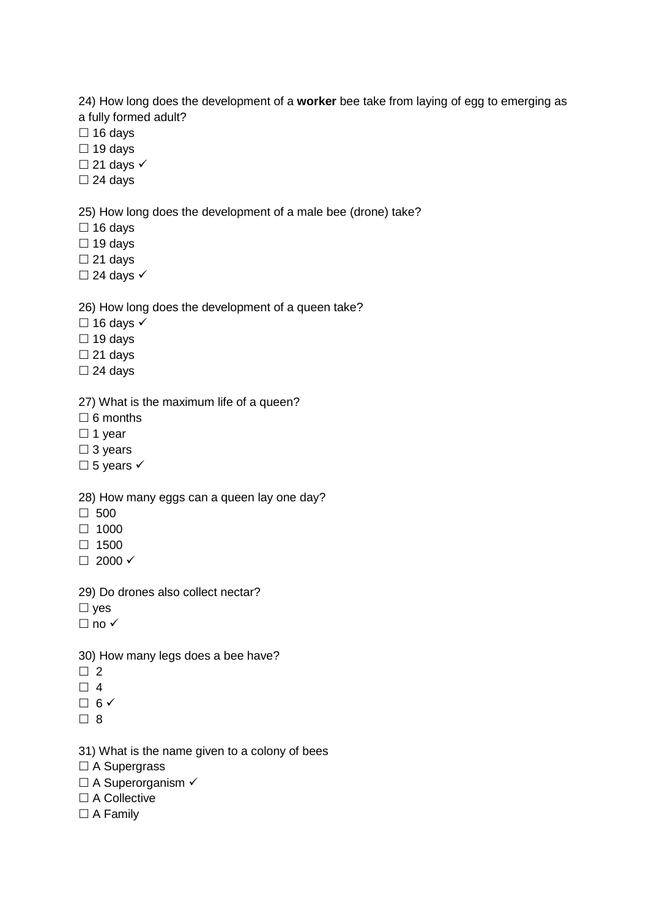24) How long does the development of a **worker** bee take from laying of egg to emerging as a fully formed adult?
☐ 16 days
☐ 19 days
☐ 21 days ✓
☐ 24 days

25) How long does the development of a male bee (drone) take?
☐ 16 days
☐ 19 days
☐ 21 days
☐ 24 days ✓

26) How long does the development of a queen take?
☐ 16 days ✓
☐ 19 days
☐ 21 days
☐ 24 days

27) What is the maximum life of a queen?
☐ 6 months
☐ 1 year
☐ 3 years
☐ 5 years ✓

28) How many eggs can a queen lay one day?
☐ 500
☐ 1000
☐ 1500
☐ 2000 ✓

29) Do drones also collect nectar?
☐ yes
☐ no ✓

30) How many legs does a bee have?
☐ 2
☐ 4
☐ 6 ✓
☐ 8

31) What is the name given to a colony of bees
☐ A Supergrass
☐ A Superorganism ✓
☐ A Collective
☐ A Family